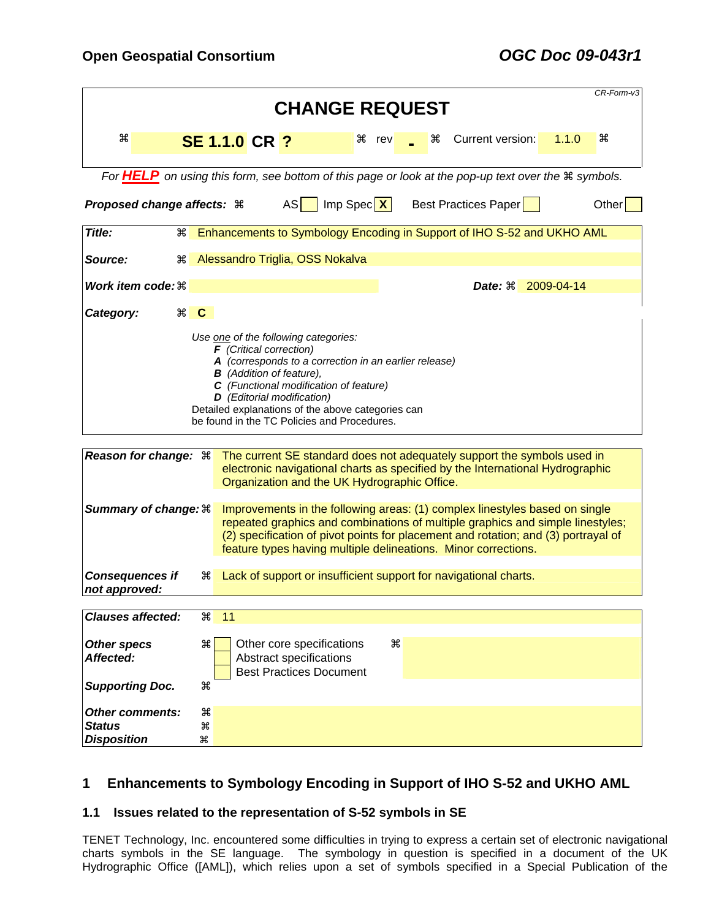**Open Geospatial Consortium** ***OGC Doc 09-043r1***

*CR-Form-v3*

# CHANGE REQUEST

| ⌘ | **SE 1.1.0 CR ?** | ⌘ rev **-** ⌘ | Current version: | 1.1.0 | ⌘ |
|---|---|---|---|---|---|

*For* ***HELP*** *on using this form, see bottom of this page or look at the pop-up text over the ⌘ symbols.*

***Proposed change affects:*** ⌘ AS [ ] Imp Spec [X] Best Practices Paper [ ] Other [ ]

| | | |
|---|---|---|
| ***Title:*** | ⌘ | Enhancements to Symbology Encoding in Support of IHO S-52 and UKHO AML |
| ***Source:*** | ⌘ | Alessandro Triglia, OSS Nokalva |
| ***Work item code:*** | ⌘ | ***Date:*** ⌘ 2009-04-14 |
| ***Category:*** | ⌘ | **C** |

*Use one of the following categories:*
- ***F*** *(Critical correction)*
- ***A*** *(corresponds to a correction in an earlier release)*
- ***B*** *(Addition of feature),*
- ***C*** *(Functional modification of feature)*
- ***D*** *(Editorial modification)*

Detailed explanations of the above categories can be found in the TC Policies and Procedures.

| | | |
|---|---|---|
| ***Reason for change:*** | ⌘ | The current SE standard does not adequately support the symbols used in electronic navigational charts as specified by the International Hydrographic Organization and the UK Hydrographic Office. |
| ***Summary of change:*** | ⌘ | Improvements in the following areas: (1) complex linestyles based on single repeated graphics and combinations of multiple graphics and simple linestyles; (2) specification of pivot points for placement and rotation; and (3) portrayal of feature types having multiple delineations. Minor corrections. |
| ***Consequences if not approved:*** | ⌘ | Lack of support or insufficient support for navigational charts. |

| | | |
|---|---|---|
| ***Clauses affected:*** | ⌘ | 11 |
| ***Other specs Affected:*** | ⌘ | [ ] Other core specifications ⌘<br>[ ] Abstract specifications<br>[ ] Best Practices Document |
| ***Supporting Doc.*** | ⌘ | |
| ***Other comments:*** | ⌘ | |
| ***Status*** | ⌘ | |
| ***Disposition*** | ⌘ | |

## 1 Enhancements to Symbology Encoding in Support of IHO S-52 and UKHO AML

### 1.1 Issues related to the representation of S-52 symbols in SE

TENET Technology, Inc. encountered some difficulties in trying to express a certain set of electronic navigational charts symbols in the SE language. The symbology in question is specified in a document of the UK Hydrographic Office ([AML]), which relies upon a set of symbols specified in a Special Publication of the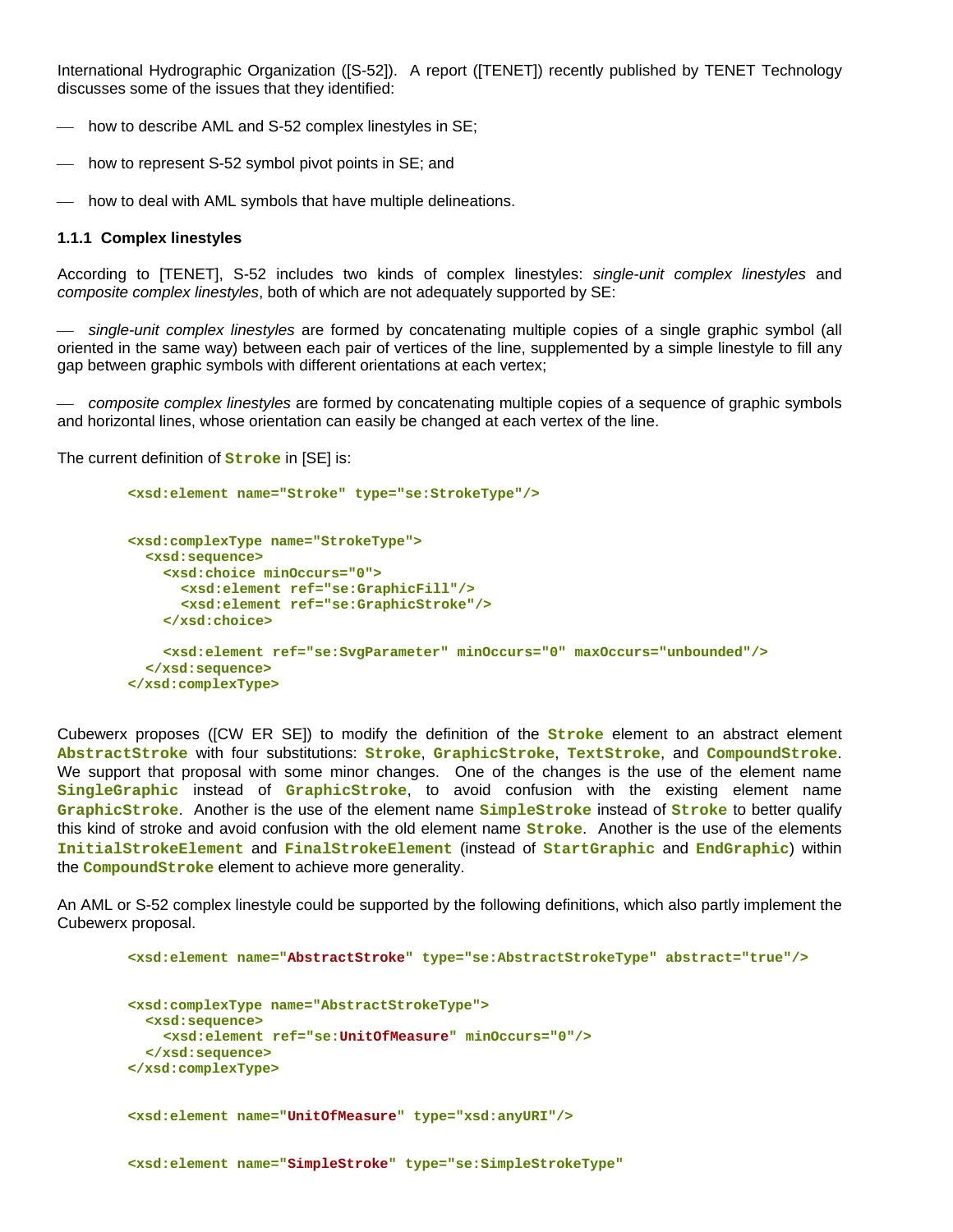International Hydrographic Organization ([S-52]). A report ([TENET]) recently published by TENET Technology discusses some of the issues that they identified:

— how to describe AML and S-52 complex linestyles in SE;

— how to represent S-52 symbol pivot points in SE; and

— how to deal with AML symbols that have multiple delineations.

#### 1.1.1 Complex linestyles

According to [TENET], S-52 includes two kinds of complex linestyles: *single-unit complex linestyles* and *composite complex linestyles*, both of which are not adequately supported by SE:

— *single-unit complex linestyles* are formed by concatenating multiple copies of a single graphic symbol (all oriented in the same way) between each pair of vertices of the line, supplemented by a simple linestyle to fill any gap between graphic symbols with different orientations at each vertex;

— *composite complex linestyles* are formed by concatenating multiple copies of a sequence of graphic symbols and horizontal lines, whose orientation can easily be changed at each vertex of the line.

The current definition of **Stroke** in [SE] is:

```
<xsd:element name="Stroke" type="se:StrokeType"/>


<xsd:complexType name="StrokeType">
  <xsd:sequence>
    <xsd:choice minOccurs="0">
      <xsd:element ref="se:GraphicFill"/>
      <xsd:element ref="se:GraphicStroke"/>
    </xsd:choice>

    <xsd:element ref="se:SvgParameter" minOccurs="0" maxOccurs="unbounded"/>
  </xsd:sequence>
</xsd:complexType>
```

Cubewerx proposes ([CW ER SE]) to modify the definition of the **Stroke** element to an abstract element **AbstractStroke** with four substitutions: **Stroke**, **GraphicStroke**, **TextStroke**, and **CompoundStroke**. We support that proposal with some minor changes. One of the changes is the use of the element name **SingleGraphic** instead of **GraphicStroke**, to avoid confusion with the existing element name **GraphicStroke**. Another is the use of the element name **SimpleStroke** instead of **Stroke** to better qualify this kind of stroke and avoid confusion with the old element name **Stroke**. Another is the use of the elements **InitialStrokeElement** and **FinalStrokeElement** (instead of **StartGraphic** and **EndGraphic**) within the **CompoundStroke** element to achieve more generality.

An AML or S-52 complex linestyle could be supported by the following definitions, which also partly implement the Cubewerx proposal.

```
<xsd:element name="AbstractStroke" type="se:AbstractStrokeType" abstract="true"/>


<xsd:complexType name="AbstractStrokeType">
  <xsd:sequence>
    <xsd:element ref="se:UnitOfMeasure" minOccurs="0"/>
  </xsd:sequence>
</xsd:complexType>


<xsd:element name="UnitOfMeasure" type="xsd:anyURI"/>


<xsd:element name="SimpleStroke" type="se:SimpleStrokeType"
```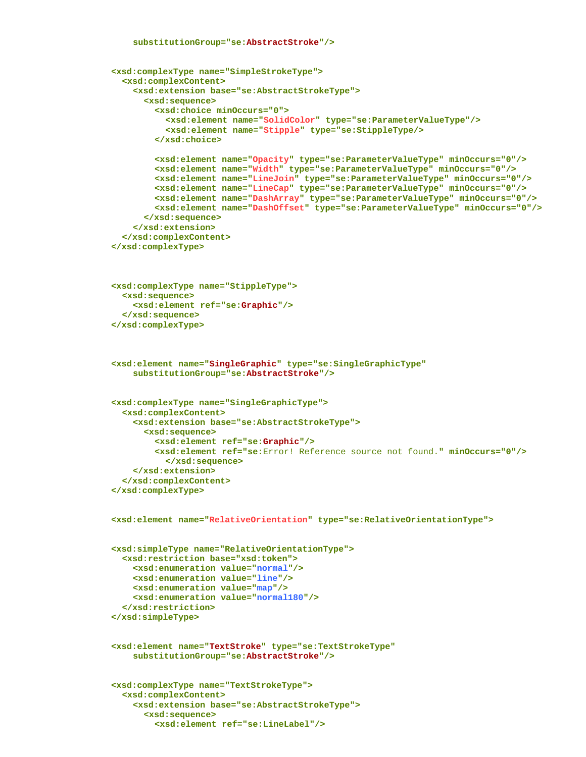```
    substitutionGroup="se:AbstractStroke"/>


<xsd:complexType name="SimpleStrokeType">
  <xsd:complexContent>
    <xsd:extension base="se:AbstractStrokeType">
      <xsd:sequence>
        <xsd:choice minOccurs="0">
          <xsd:element name="SolidColor" type="se:ParameterValueType"/>
          <xsd:element name="Stipple" type="se:StippleType/>
        </xsd:choice>

        <xsd:element name="Opacity" type="se:ParameterValueType" minOccurs="0"/>
        <xsd:element name="Width" type="se:ParameterValueType" minOccurs="0"/>
        <xsd:element name="LineJoin" type="se:ParameterValueType" minOccurs="0"/>
        <xsd:element name="LineCap" type="se:ParameterValueType" minOccurs="0"/>
        <xsd:element name="DashArray" type="se:ParameterValueType" minOccurs="0"/>
        <xsd:element name="DashOffset" type="se:ParameterValueType" minOccurs="0"/>
      </xsd:sequence>
    </xsd:extension>
  </xsd:complexContent>
</xsd:complexType>



<xsd:complexType name="StippleType">
  <xsd:sequence>
    <xsd:element ref="se:Graphic"/>
  </xsd:sequence>
</xsd:complexType>



<xsd:element name="SingleGraphic" type="se:SingleGraphicType"
    substitutionGroup="se:AbstractStroke"/>


<xsd:complexType name="SingleGraphicType">
  <xsd:complexContent>
    <xsd:extension base="se:AbstractStrokeType">
      <xsd:sequence>
        <xsd:element ref="se:Graphic"/>
        <xsd:element ref="se:Error! Reference source not found." minOccurs="0"/>
          </xsd:sequence>
    </xsd:extension>
  </xsd:complexContent>
</xsd:complexType>


<xsd:element name="RelativeOrientation" type="se:RelativeOrientationType">


<xsd:simpleType name="RelativeOrientationType">
  <xsd:restriction base="xsd:token">
    <xsd:enumeration value="normal"/>
    <xsd:enumeration value="line"/>
    <xsd:enumeration value="map"/>
    <xsd:enumeration value="normal180"/>
  </xsd:restriction>
</xsd:simpleType>


<xsd:element name="TextStroke" type="se:TextStrokeType"
    substitutionGroup="se:AbstractStroke"/>


<xsd:complexType name="TextStrokeType">
  <xsd:complexContent>
    <xsd:extension base="se:AbstractStrokeType">
      <xsd:sequence>
        <xsd:element ref="se:LineLabel"/>
```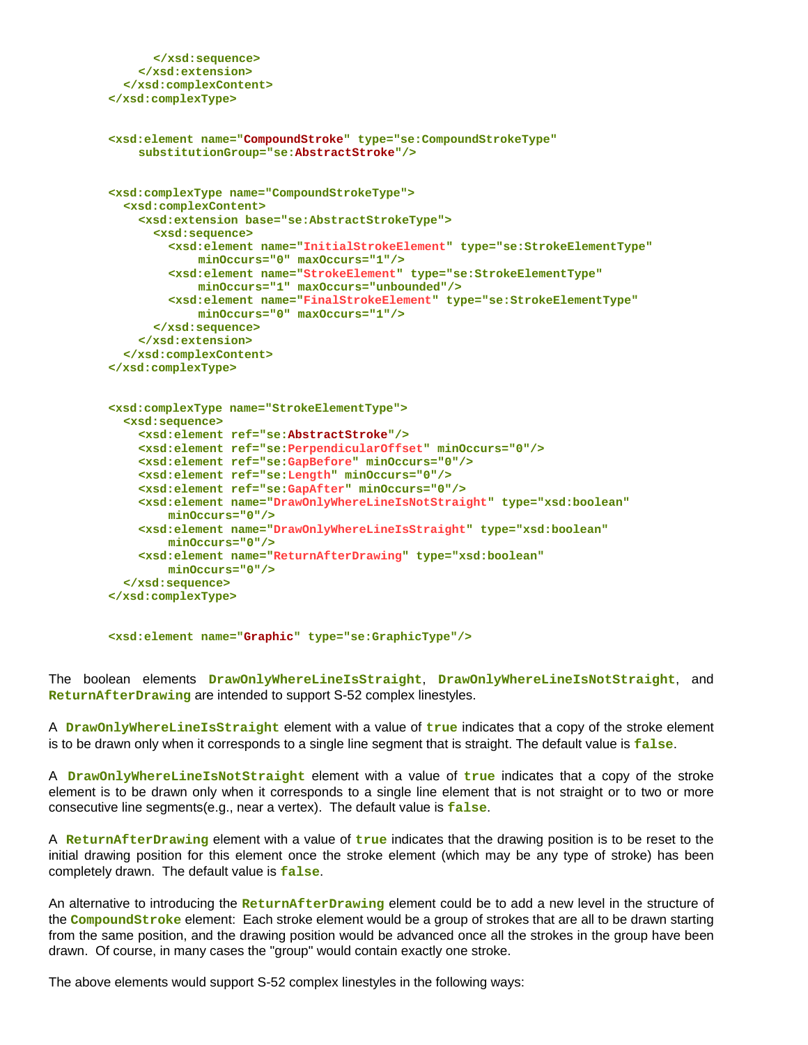```
            </xsd:sequence>
        </xsd:extension>
    </xsd:complexContent>
</xsd:complexType>


<xsd:element name="CompoundStroke" type="se:CompoundStrokeType"
    substitutionGroup="se:AbstractStroke"/>


<xsd:complexType name="CompoundStrokeType">
    <xsd:complexContent>
        <xsd:extension base="se:AbstractStrokeType">
            <xsd:sequence>
                <xsd:element name="InitialStrokeElement" type="se:StrokeElementType"
                    minOccurs="0" maxOccurs="1"/>
                <xsd:element name="StrokeElement" type="se:StrokeElementType"
                    minOccurs="1" maxOccurs="unbounded"/>
                <xsd:element name="FinalStrokeElement" type="se:StrokeElementType"
                    minOccurs="0" maxOccurs="1"/>
            </xsd:sequence>
        </xsd:extension>
    </xsd:complexContent>
</xsd:complexType>


<xsd:complexType name="StrokeElementType">
    <xsd:sequence>
        <xsd:element ref="se:AbstractStroke"/>
        <xsd:element ref="se:PerpendicularOffset" minOccurs="0"/>
        <xsd:element ref="se:GapBefore" minOccurs="0"/>
        <xsd:element ref="se:Length" minOccurs="0"/>
        <xsd:element ref="se:GapAfter" minOccurs="0"/>
        <xsd:element name="DrawOnlyWhereLineIsNotStraight" type="xsd:boolean"
            minOccurs="0"/>
        <xsd:element name="DrawOnlyWhereLineIsStraight" type="xsd:boolean"
            minOccurs="0"/>
        <xsd:element name="ReturnAfterDrawing" type="xsd:boolean"
            minOccurs="0"/>
    </xsd:sequence>
</xsd:complexType>


<xsd:element name="Graphic" type="se:GraphicType"/>
```

The boolean elements **DrawOnlyWhereLineIsStraight**, **DrawOnlyWhereLineIsNotStraight**, and **ReturnAfterDrawing** are intended to support S-52 complex linestyles.

A **DrawOnlyWhereLineIsStraight** element with a value of **true** indicates that a copy of the stroke element is to be drawn only when it corresponds to a single line segment that is straight. The default value is **false**.

A **DrawOnlyWhereLineIsNotStraight** element with a value of **true** indicates that a copy of the stroke element is to be drawn only when it corresponds to a single line element that is not straight or to two or more consecutive line segments(e.g., near a vertex). The default value is **false**.

A **ReturnAfterDrawing** element with a value of **true** indicates that the drawing position is to be reset to the initial drawing position for this element once the stroke element (which may be any type of stroke) has been completely drawn. The default value is **false**.

An alternative to introducing the **ReturnAfterDrawing** element could be to add a new level in the structure of the **CompoundStroke** element: Each stroke element would be a group of strokes that are all to be drawn starting from the same position, and the drawing position would be advanced once all the strokes in the group have been drawn. Of course, in many cases the "group" would contain exactly one stroke.

The above elements would support S-52 complex linestyles in the following ways: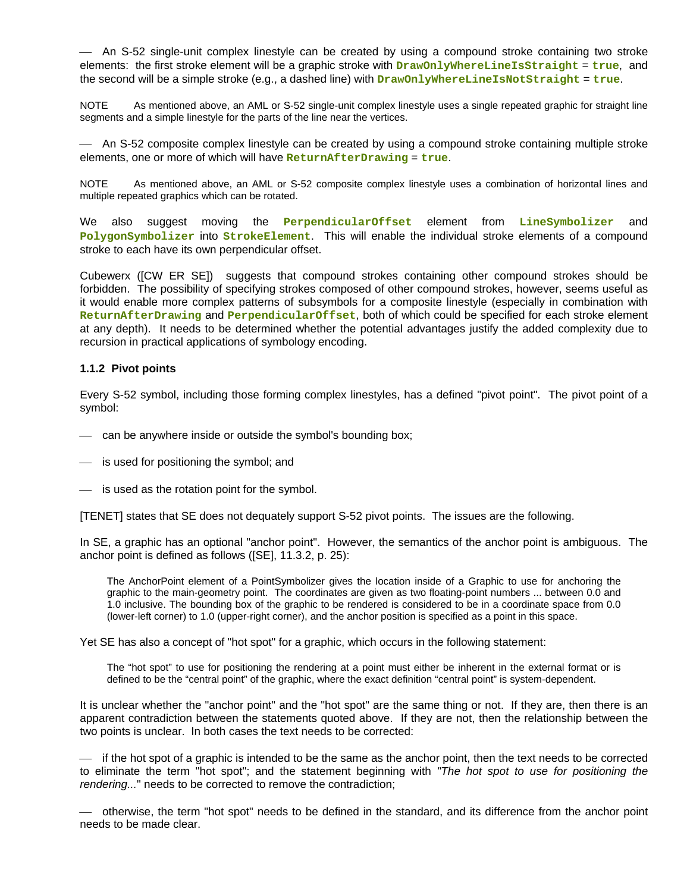- An S-52 single-unit complex linestyle can be created by using a compound stroke containing two stroke elements: the first stroke element will be a graphic stroke with **`DrawOnlyWhereLineIsStraight`** = **`true`**, and the second will be a simple stroke (e.g., a dashed line) with **`DrawOnlyWhereLineIsNotStraight`** = **`true`**.

NOTE As mentioned above, an AML or S-52 single-unit complex linestyle uses a single repeated graphic for straight line segments and a simple linestyle for the parts of the line near the vertices.

- An S-52 composite complex linestyle can be created by using a compound stroke containing multiple stroke elements, one or more of which will have **`ReturnAfterDrawing`** = **`true`**.

NOTE As mentioned above, an AML or S-52 composite complex linestyle uses a combination of horizontal lines and multiple repeated graphics which can be rotated.

We also suggest moving the **`PerpendicularOffset`** element from **`LineSymbolizer`** and **`PolygonSymbolizer`** into **`StrokeElement`**. This will enable the individual stroke elements of a compound stroke to each have its own perpendicular offset.

Cubewerx ([CW ER SE]) suggests that compound strokes containing other compound strokes should be forbidden. The possibility of specifying strokes composed of other compound strokes, however, seems useful as it would enable more complex patterns of subsymbols for a composite linestyle (especially in combination with **`ReturnAfterDrawing`** and **`PerpendicularOffset`**, both of which could be specified for each stroke element at any depth). It needs to be determined whether the potential advantages justify the added complexity due to recursion in practical applications of symbology encoding.

### 1.1.2 Pivot points

Every S-52 symbol, including those forming complex linestyles, has a defined "pivot point". The pivot point of a symbol:

- can be anywhere inside or outside the symbol's bounding box;
- is used for positioning the symbol; and
- is used as the rotation point for the symbol.

[TENET] states that SE does not dequately support S-52 pivot points. The issues are the following.

In SE, a graphic has an optional "anchor point". However, the semantics of the anchor point is ambiguous. The anchor point is defined as follows ([SE], 11.3.2, p. 25):

> The AnchorPoint element of a PointSymbolizer gives the location inside of a Graphic to use for anchoring the graphic to the main-geometry point. The coordinates are given as two floating-point numbers ... between 0.0 and 1.0 inclusive. The bounding box of the graphic to be rendered is considered to be in a coordinate space from 0.0 (lower-left corner) to 1.0 (upper-right corner), and the anchor position is specified as a point in this space.

Yet SE has also a concept of "hot spot" for a graphic, which occurs in the following statement:

> The "hot spot" to use for positioning the rendering at a point must either be inherent in the external format or is defined to be the "central point" of the graphic, where the exact definition "central point" is system-dependent.

It is unclear whether the "anchor point" and the "hot spot" are the same thing or not. If they are, then there is an apparent contradiction between the statements quoted above. If they are not, then the relationship between the two points is unclear. In both cases the text needs to be corrected:

- if the hot spot of a graphic is intended to be the same as the anchor point, then the text needs to be corrected to eliminate the term "hot spot"; and the statement beginning with *"The hot spot to use for positioning the rendering..."* needs to be corrected to remove the contradiction;
- otherwise, the term "hot spot" needs to be defined in the standard, and its difference from the anchor point needs to be made clear.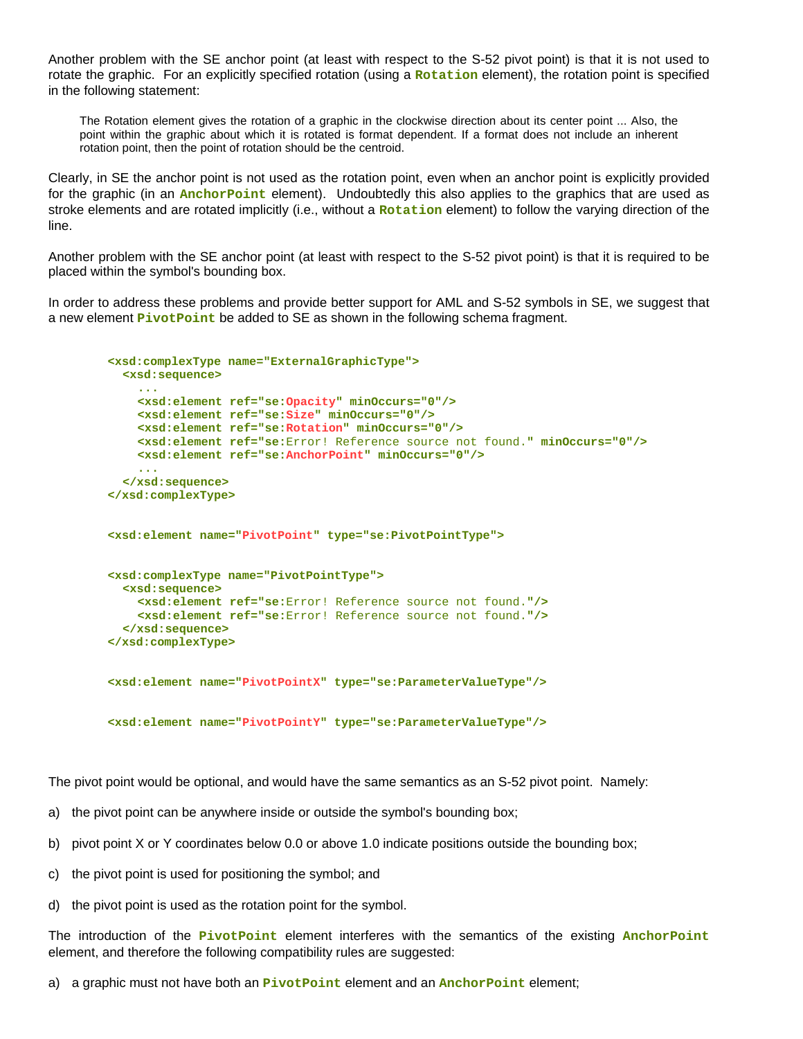Another problem with the SE anchor point (at least with respect to the S-52 pivot point) is that it is not used to rotate the graphic. For an explicitly specified rotation (using a **Rotation** element), the rotation point is specified in the following statement:

> The Rotation element gives the rotation of a graphic in the clockwise direction about its center point ... Also, the point within the graphic about which it is rotated is format dependent. If a format does not include an inherent rotation point, then the point of rotation should be the centroid.

Clearly, in SE the anchor point is not used as the rotation point, even when an anchor point is explicitly provided for the graphic (in an **AnchorPoint** element). Undoubtedly this also applies to the graphics that are used as stroke elements and are rotated implicitly (i.e., without a **Rotation** element) to follow the varying direction of the line.

Another problem with the SE anchor point (at least with respect to the S-52 pivot point) is that it is required to be placed within the symbol's bounding box.

In order to address these problems and provide better support for AML and S-52 symbols in SE, we suggest that a new element **PivotPoint** be added to SE as shown in the following schema fragment.

```
<xsd:complexType name="ExternalGraphicType">
  <xsd:sequence>
    ...
    <xsd:element ref="se:Opacity" minOccurs="0"/>
    <xsd:element ref="se:Size" minOccurs="0"/>
    <xsd:element ref="se:Rotation" minOccurs="0"/>
    <xsd:element ref="se:Error! Reference source not found." minOccurs="0"/>
    <xsd:element ref="se:AnchorPoint" minOccurs="0"/>
    ...
  </xsd:sequence>
</xsd:complexType>

<xsd:element name="PivotPoint" type="se:PivotPointType">

<xsd:complexType name="PivotPointType">
  <xsd:sequence>
    <xsd:element ref="se:Error! Reference source not found."/>
    <xsd:element ref="se:Error! Reference source not found."/>
  </xsd:sequence>
</xsd:complexType>

<xsd:element name="PivotPointX" type="se:ParameterValueType"/>

<xsd:element name="PivotPointY" type="se:ParameterValueType"/>
```

The pivot point would be optional, and would have the same semantics as an S-52 pivot point. Namely:

a) the pivot point can be anywhere inside or outside the symbol's bounding box;

b) pivot point X or Y coordinates below 0.0 or above 1.0 indicate positions outside the bounding box;

c) the pivot point is used for positioning the symbol; and

d) the pivot point is used as the rotation point for the symbol.

The introduction of the **PivotPoint** element interferes with the semantics of the existing **AnchorPoint** element, and therefore the following compatibility rules are suggested:

a) a graphic must not have both an **PivotPoint** element and an **AnchorPoint** element;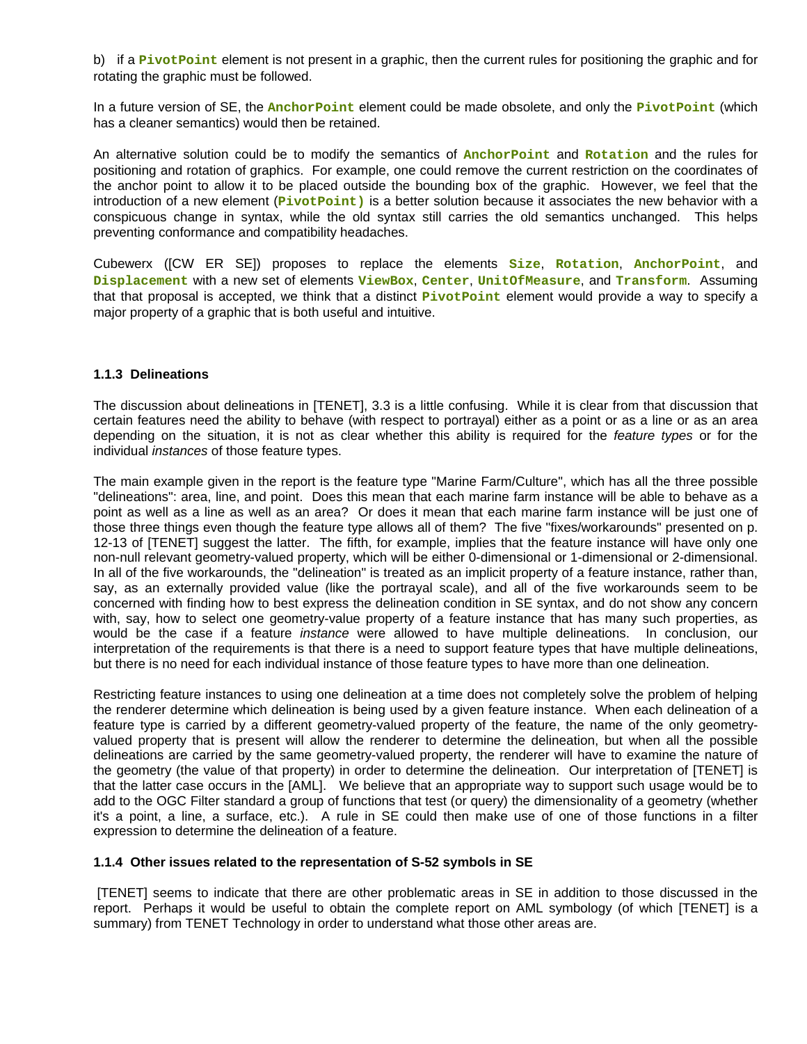b)  if a **`PivotPoint`** element is not present in a graphic, then the current rules for positioning the graphic and for rotating the graphic must be followed.

In a future version of SE, the **`AnchorPoint`** element could be made obsolete, and only the **`PivotPoint`** (which has a cleaner semantics) would then be retained.

An alternative solution could be to modify the semantics of **`AnchorPoint`** and **`Rotation`** and the rules for positioning and rotation of graphics. For example, one could remove the current restriction on the coordinates of the anchor point to allow it to be placed outside the bounding box of the graphic. However, we feel that the introduction of a new element (**`PivotPoint)`** is a better solution because it associates the new behavior with a conspicuous change in syntax, while the old syntax still carries the old semantics unchanged. This helps preventing conformance and compatibility headaches.

Cubewerx ([CW ER SE]) proposes to replace the elements **`Size`**, **`Rotation`**, **`AnchorPoint`**, and **`Displacement`** with a new set of elements **`ViewBox`**, **`Center`**, **`UnitOfMeasure`**, and **`Transform`**. Assuming that that proposal is accepted, we think that a distinct **`PivotPoint`** element would provide a way to specify a major property of a graphic that is both useful and intuitive.

### 1.1.3 Delineations

The discussion about delineations in [TENET], 3.3 is a little confusing. While it is clear from that discussion that certain features need the ability to behave (with respect to portrayal) either as a point or as a line or as an area depending on the situation, it is not as clear whether this ability is required for the *feature types* or for the individual *instances* of those feature types.

The main example given in the report is the feature type "Marine Farm/Culture", which has all the three possible "delineations": area, line, and point. Does this mean that each marine farm instance will be able to behave as a point as well as a line as well as an area? Or does it mean that each marine farm instance will be just one of those three things even though the feature type allows all of them? The five "fixes/workarounds" presented on p. 12-13 of [TENET] suggest the latter. The fifth, for example, implies that the feature instance will have only one non-null relevant geometry-valued property, which will be either 0-dimensional or 1-dimensional or 2-dimensional. In all of the five workarounds, the "delineation" is treated as an implicit property of a feature instance, rather than, say, as an externally provided value (like the portrayal scale), and all of the five workarounds seem to be concerned with finding how to best express the delineation condition in SE syntax, and do not show any concern with, say, how to select one geometry-value property of a feature instance that has many such properties, as would be the case if a feature *instance* were allowed to have multiple delineations. In conclusion, our interpretation of the requirements is that there is a need to support feature types that have multiple delineations, but there is no need for each individual instance of those feature types to have more than one delineation.

Restricting feature instances to using one delineation at a time does not completely solve the problem of helping the renderer determine which delineation is being used by a given feature instance. When each delineation of a feature type is carried by a different geometry-valued property of the feature, the name of the only geometry-valued property that is present will allow the renderer to determine the delineation, but when all the possible delineations are carried by the same geometry-valued property, the renderer will have to examine the nature of the geometry (the value of that property) in order to determine the delineation. Our interpretation of [TENET] is that the latter case occurs in the [AML]. We believe that an appropriate way to support such usage would be to add to the OGC Filter standard a group of functions that test (or query) the dimensionality of a geometry (whether it's a point, a line, a surface, etc.). A rule in SE could then make use of one of those functions in a filter expression to determine the delineation of a feature.

### 1.1.4 Other issues related to the representation of S-52 symbols in SE

[TENET] seems to indicate that there are other problematic areas in SE in addition to those discussed in the report. Perhaps it would be useful to obtain the complete report on AML symbology (of which [TENET] is a summary) from TENET Technology in order to understand what those other areas are.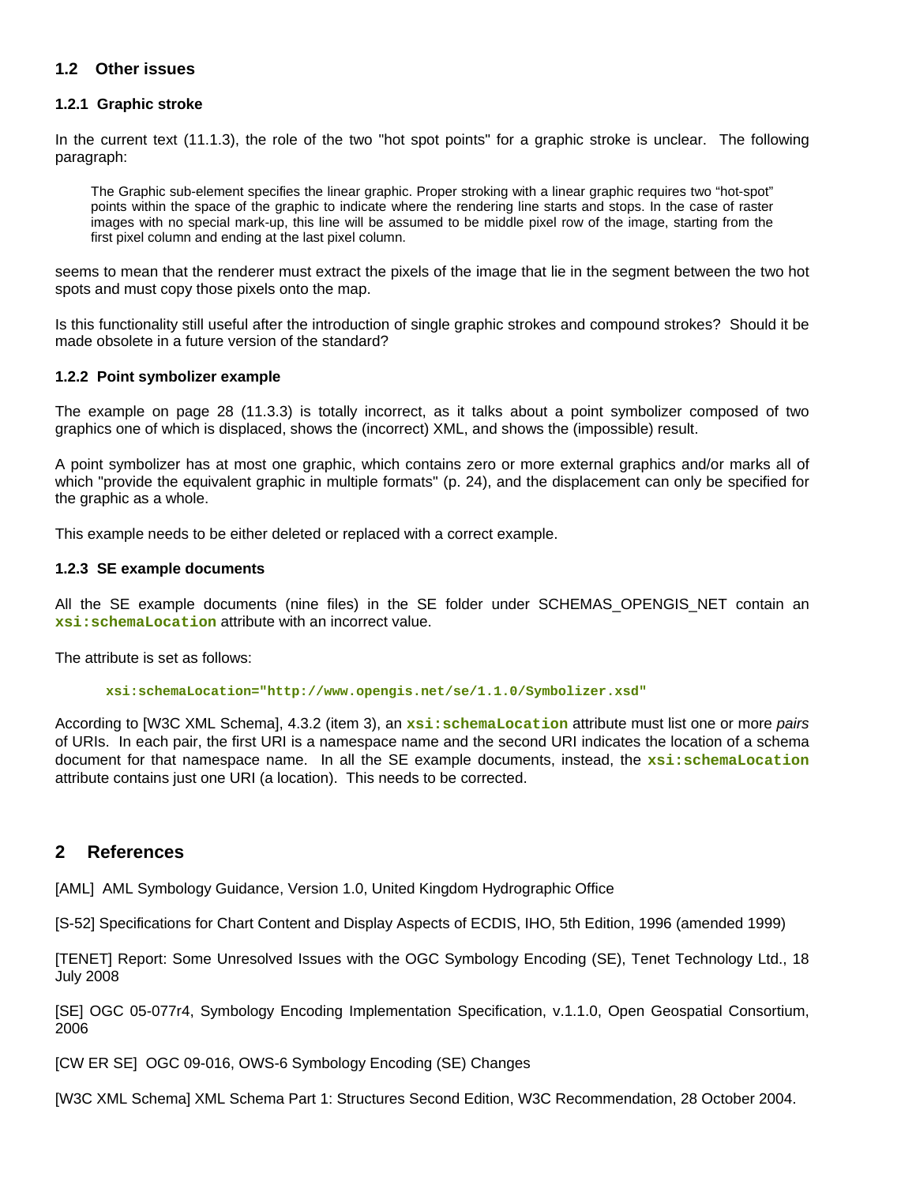## 1.2 Other issues

### 1.2.1 Graphic stroke

In the current text (11.1.3), the role of the two "hot spot points" for a graphic stroke is unclear. The following paragraph:

> The Graphic sub-element specifies the linear graphic. Proper stroking with a linear graphic requires two "hot-spot" points within the space of the graphic to indicate where the rendering line starts and stops. In the case of raster images with no special mark-up, this line will be assumed to be middle pixel row of the image, starting from the first pixel column and ending at the last pixel column.

seems to mean that the renderer must extract the pixels of the image that lie in the segment between the two hot spots and must copy those pixels onto the map.

Is this functionality still useful after the introduction of single graphic strokes and compound strokes? Should it be made obsolete in a future version of the standard?

### 1.2.2 Point symbolizer example

The example on page 28 (11.3.3) is totally incorrect, as it talks about a point symbolizer composed of two graphics one of which is displaced, shows the (incorrect) XML, and shows the (impossible) result.

A point symbolizer has at most one graphic, which contains zero or more external graphics and/or marks all of which "provide the equivalent graphic in multiple formats" (p. 24), and the displacement can only be specified for the graphic as a whole.

This example needs to be either deleted or replaced with a correct example.

### 1.2.3 SE example documents

All the SE example documents (nine files) in the SE folder under SCHEMAS_OPENGIS_NET contain an **`xsi:schemaLocation`** attribute with an incorrect value.

The attribute is set as follows:

```
xsi:schemaLocation="http://www.opengis.net/se/1.1.0/Symbolizer.xsd"
```

According to [W3C XML Schema], 4.3.2 (item 3), an **`xsi:schemaLocation`** attribute must list one or more *pairs* of URIs. In each pair, the first URI is a namespace name and the second URI indicates the location of a schema document for that namespace name. In all the SE example documents, instead, the **`xsi:schemaLocation`** attribute contains just one URI (a location). This needs to be corrected.

## 2 References

[AML] AML Symbology Guidance, Version 1.0, United Kingdom Hydrographic Office

[S-52] Specifications for Chart Content and Display Aspects of ECDIS, IHO, 5th Edition, 1996 (amended 1999)

[TENET] Report: Some Unresolved Issues with the OGC Symbology Encoding (SE), Tenet Technology Ltd., 18 July 2008

[SE] OGC 05-077r4, Symbology Encoding Implementation Specification, v.1.1.0, Open Geospatial Consortium, 2006

[CW ER SE] OGC 09-016, OWS-6 Symbology Encoding (SE) Changes

[W3C XML Schema] XML Schema Part 1: Structures Second Edition, W3C Recommendation, 28 October 2004.